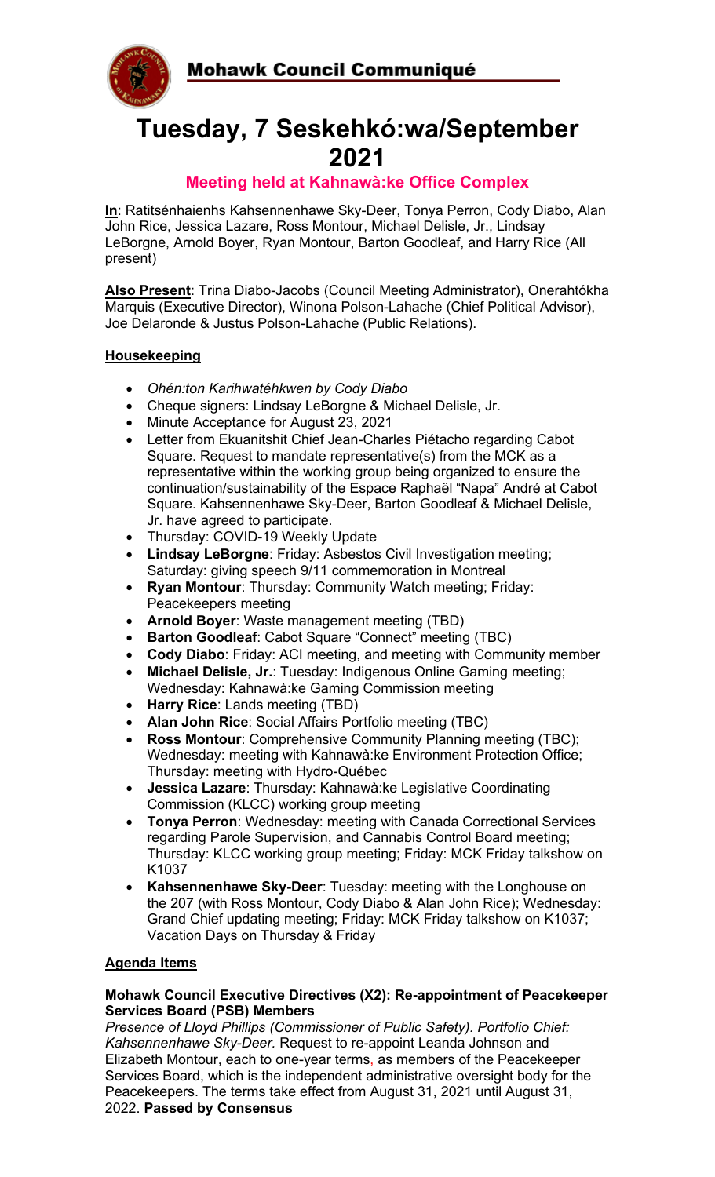## Mohawk Council Communiqué

# Tuesday, 7 Seskehkó:wa/September 2021

### Meeting held at Kahnawà:ke Office Complex

**In**: Ratitsénhaienhs Kahsennenhawe Sky-Deer, Tonya Perron, Cody Diabo, Alan John Rice, Jessica Lazare, Ross Montour, Michael Delisle, Jr., Lindsay LeBorgne, Arnold Boyer, Ryan Montour, Barton Goodleaf, and Harry Rice (All present)

**Also Present**: Trina Diabo-Jacobs (Council Meeting Administrator), Onerahtókha Marquis (Executive Director), Winona Polson-Lahache (Chief Political Advisor), Joe Delaronde & Justus Polson-Lahache (Public Relations).

**Housekeeping**

- *Ohén:ton Karihwatéhkwen by Cody Diabo*
- Cheque signers: Lindsay LeBorgne & Michael Delisle, Jr.
- Minute Acceptance for August 23, 2021
- Letter from Ekuanitshit Chief Jean-Charles Piétacho regarding Cabot Square. Request to mandate representative(s) from the MCK as a representative within the working group being organized to ensure the continuation/sustainability of the Espace Raphaël "Napa" André at Cabot Square. Kahsennenhawe Sky-Deer, Barton Goodleaf & Michael Delisle, Jr. have agreed to participate.
- Thursday: COVID-19 Weekly Update
- **Lindsay LeBorgne**: Friday: Asbestos Civil Investigation meeting; Saturday: giving speech 9/11 commemoration in Montreal
- **Ryan Montour**: Thursday: Community Watch meeting; Friday: Peacekeepers meeting
- **Arnold Boyer**: Waste management meeting (TBD)
- **Barton Goodleaf**: Cabot Square "Connect" meeting (TBC)
- **Cody Diabo**: Friday: ACI meeting, and meeting with Community member
- **Michael Delisle, Jr.**: Tuesday: Indigenous Online Gaming meeting; Wednesday: Kahnawà:ke Gaming Commission meeting
- **Harry Rice**: Lands meeting (TBD)
- **Alan John Rice**: Social Affairs Portfolio meeting (TBC)
- **Ross Montour**: Comprehensive Community Planning meeting (TBC); Wednesday: meeting with Kahnawà:ke Environment Protection Office; Thursday: meeting with Hydro-Québec
- **Jessica Lazare**: Thursday: Kahnawà:ke Legislative Coordinating Commission (KLCC) working group meeting
- **Tonya Perron**: Wednesday: meeting with Canada Correctional Services regarding Parole Supervision, and Cannabis Control Board meeting; Thursday: KLCC working group meeting; Friday: MCK Friday talkshow on K1037
- **Kahsennenhawe Sky-Deer**: Tuesday: meeting with the Longhouse on the 207 (with Ross Montour, Cody Diabo & Alan John Rice); Wednesday: Grand Chief updating meeting; Friday: MCK Friday talkshow on K1037; Vacation Days on Thursday & Friday

**Agenda Items**

**Mohawk Council Executive Directives (X2): Re-appointment of Peacekeeper Services Board (PSB) Members**
*Presence of Lloyd Phillips (Commissioner of Public Safety). Portfolio Chief: Kahsennenhawe Sky-Deer.* Request to re-appoint Leanda Johnson and Elizabeth Montour, each to one-year terms, as members of the Peacekeeper Services Board, which is the independent administrative oversight body for the Peacekeepers. The terms take effect from August 31, 2021 until August 31, 2022. **Passed by Consensus**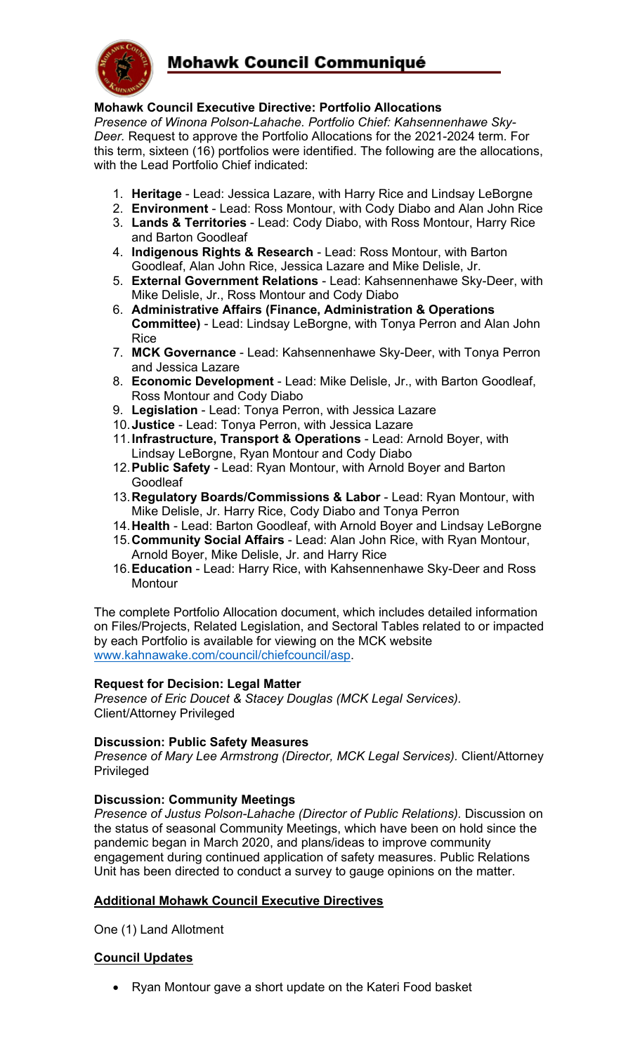# Mohawk Council Communiqué

**Mohawk Council Executive Directive: Portfolio Allocations**
*Presence of Winona Polson-Lahache. Portfolio Chief: Kahsennenhawe Sky-Deer.* Request to approve the Portfolio Allocations for the 2021-2024 term. For this term, sixteen (16) portfolios were identified. The following are the allocations, with the Lead Portfolio Chief indicated:

1. **Heritage** - Lead: Jessica Lazare, with Harry Rice and Lindsay LeBorgne
2. **Environment** - Lead: Ross Montour, with Cody Diabo and Alan John Rice
3. **Lands & Territories** - Lead: Cody Diabo, with Ross Montour, Harry Rice and Barton Goodleaf
4. **Indigenous Rights & Research** - Lead: Ross Montour, with Barton Goodleaf, Alan John Rice, Jessica Lazare and Mike Delisle, Jr.
5. **External Government Relations** - Lead: Kahsennenhawe Sky-Deer, with Mike Delisle, Jr., Ross Montour and Cody Diabo
6. **Administrative Affairs (Finance, Administration & Operations Committee)** - Lead: Lindsay LeBorgne, with Tonya Perron and Alan John Rice
7. **MCK Governance** - Lead: Kahsennenhawe Sky-Deer, with Tonya Perron and Jessica Lazare
8. **Economic Development** - Lead: Mike Delisle, Jr., with Barton Goodleaf, Ross Montour and Cody Diabo
9. **Legislation** - Lead: Tonya Perron, with Jessica Lazare
10. **Justice** - Lead: Tonya Perron, with Jessica Lazare
11. **Infrastructure, Transport & Operations** - Lead: Arnold Boyer, with Lindsay LeBorgne, Ryan Montour and Cody Diabo
12. **Public Safety** - Lead: Ryan Montour, with Arnold Boyer and Barton Goodleaf
13. **Regulatory Boards/Commissions & Labor** - Lead: Ryan Montour, with Mike Delisle, Jr. Harry Rice, Cody Diabo and Tonya Perron
14. **Health** - Lead: Barton Goodleaf, with Arnold Boyer and Lindsay LeBorgne
15. **Community Social Affairs** - Lead: Alan John Rice, with Ryan Montour, Arnold Boyer, Mike Delisle, Jr. and Harry Rice
16. **Education** - Lead: Harry Rice, with Kahsennenhawe Sky-Deer and Ross Montour

The complete Portfolio Allocation document, which includes detailed information on Files/Projects, Related Legislation, and Sectoral Tables related to or impacted by each Portfolio is available for viewing on the MCK website www.kahnawake.com/council/chiefcouncil/asp.

**Request for Decision: Legal Matter**
*Presence of Eric Doucet & Stacey Douglas (MCK Legal Services).* Client/Attorney Privileged

**Discussion: Public Safety Measures**
*Presence of Mary Lee Armstrong (Director, MCK Legal Services).* Client/Attorney Privileged

**Discussion: Community Meetings**
*Presence of Justus Polson-Lahache (Director of Public Relations).* Discussion on the status of seasonal Community Meetings, which have been on hold since the pandemic began in March 2020, and plans/ideas to improve community engagement during continued application of safety measures. Public Relations Unit has been directed to conduct a survey to gauge opinions on the matter.

**Additional Mohawk Council Executive Directives**

One (1) Land Allotment

**Council Updates**

- Ryan Montour gave a short update on the Kateri Food basket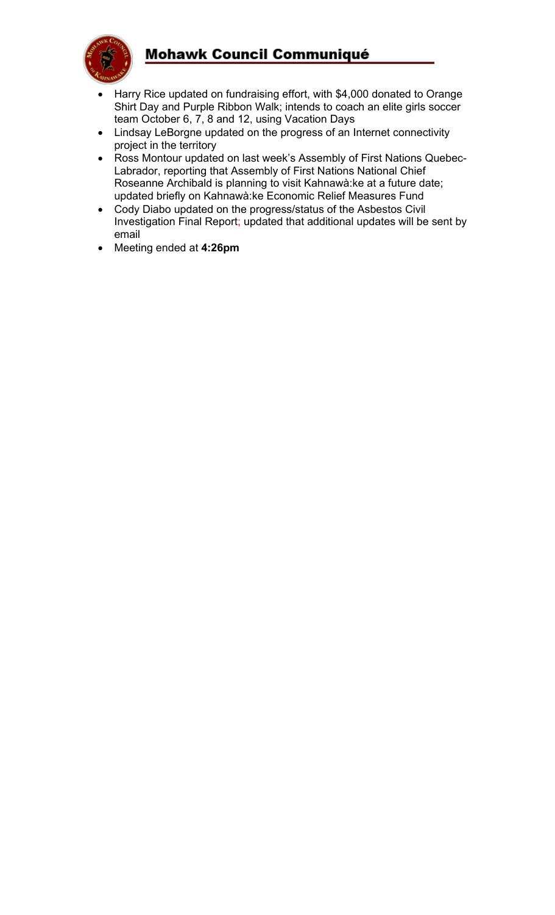- Harry Rice updated on fundraising effort, with $4,000 donated to Orange Shirt Day and Purple Ribbon Walk; intends to coach an elite girls soccer team October 6, 7, 8 and 12, using Vacation Days
- Lindsay LeBorgne updated on the progress of an Internet connectivity project in the territory
- Ross Montour updated on last week's Assembly of First Nations Quebec-Labrador, reporting that Assembly of First Nations National Chief Roseanne Archibald is planning to visit Kahnawà:ke at a future date; updated briefly on Kahnawà:ke Economic Relief Measures Fund
- Cody Diabo updated on the progress/status of the Asbestos Civil Investigation Final Report; updated that additional updates will be sent by email
- Meeting ended at **4:26pm**